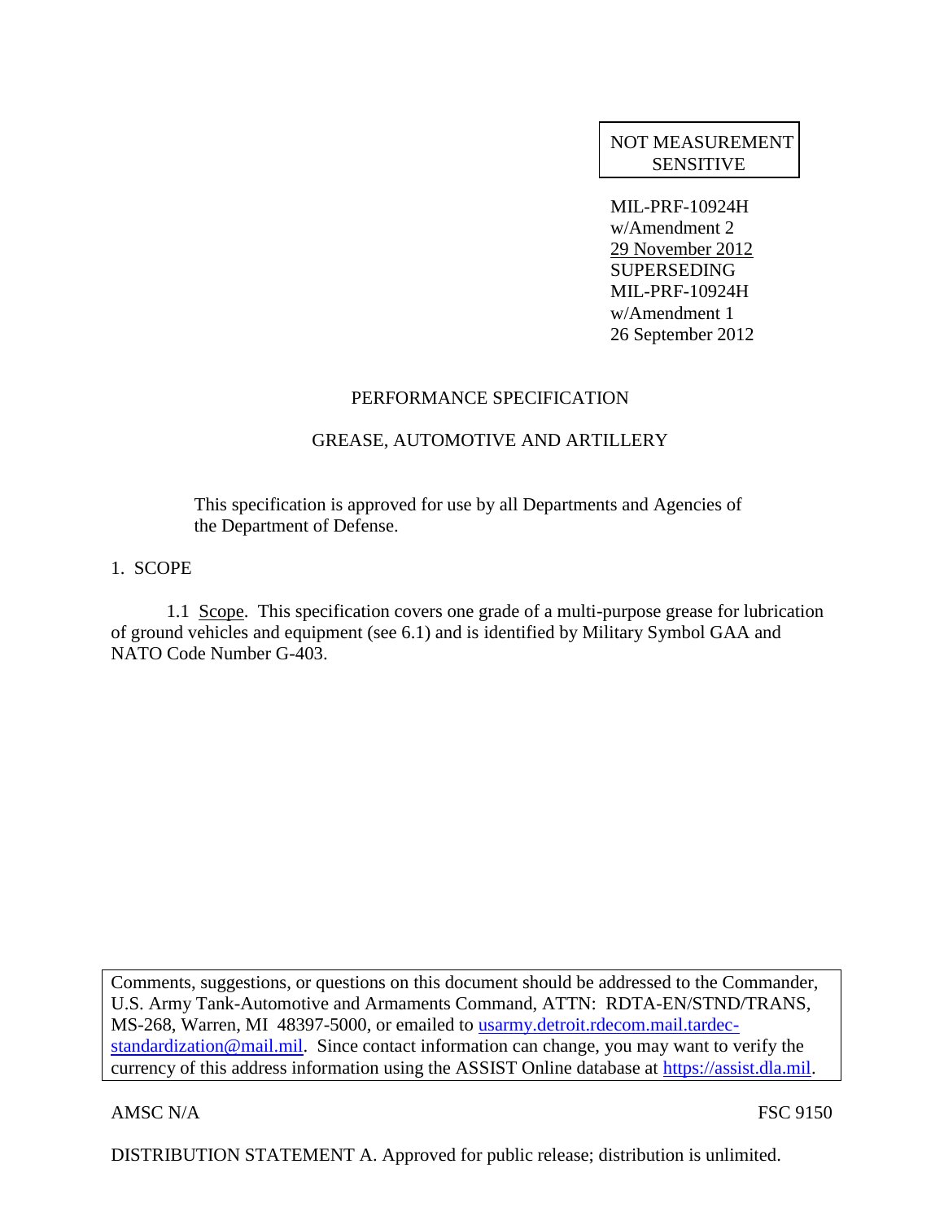NOT MEASUREMENT SENSITIVE

MIL-PRF-10924H
w/Amendment 2
29 November 2012
SUPERSEDING
MIL-PRF-10924H
w/Amendment 1
26 September 2012

# PERFORMANCE SPECIFICATION

# GREASE, AUTOMOTIVE AND ARTILLERY

This specification is approved for use by all Departments and Agencies of the Department of Defense.

## 1. SCOPE

1.1 Scope. This specification covers one grade of a multi-purpose grease for lubrication of ground vehicles and equipment (see 6.1) and is identified by Military Symbol GAA and NATO Code Number G-403.

Comments, suggestions, or questions on this document should be addressed to the Commander, U.S. Army Tank-Automotive and Armaments Command, ATTN: RDTA-EN/STND/TRANS, MS-268, Warren, MI 48397-5000, or emailed to usarmy.detroit.rdecom.mail.tardec-standardization@mail.mil. Since contact information can change, you may want to verify the currency of this address information using the ASSIST Online database at https://assist.dla.mil.

AMSC N/A FSC 9150

DISTRIBUTION STATEMENT A. Approved for public release; distribution is unlimited.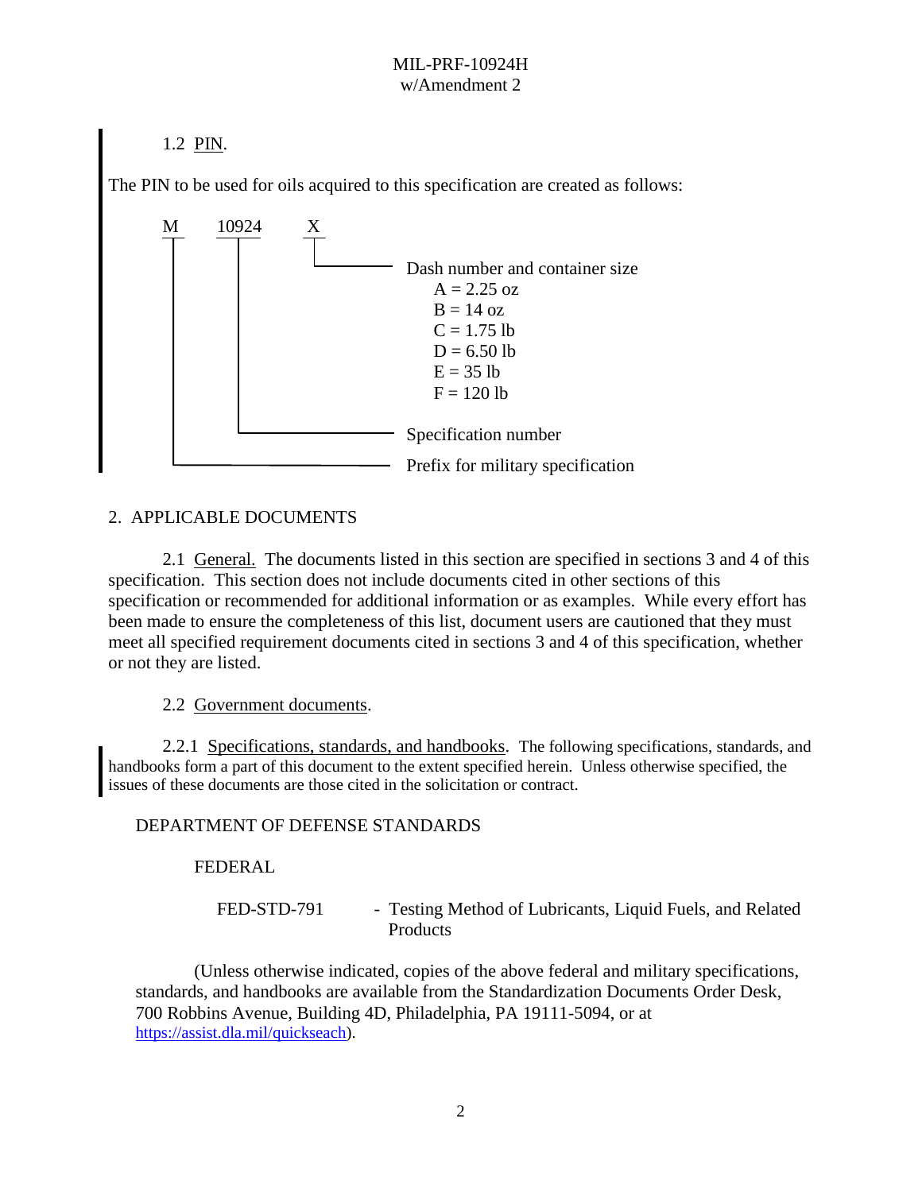1.2 PIN.

The PIN to be used for oils acquired to this specification are created as follows:

```
M      10924      X
|        |        |
|        |        └──── Dash number and container size
|        |                 A = 2.25 oz
|        |                 B = 14 oz
|        |                 C = 1.75 lb
|        |                 D = 6.50 lb
|        |                 E = 35 lb
|        |                 F = 120 lb
|        |
|        └─────────────── Specification number
|
└──────────────────────── Prefix for military specification
```

## 2. APPLICABLE DOCUMENTS

2.1 General. The documents listed in this section are specified in sections 3 and 4 of this specification. This section does not include documents cited in other sections of this specification or recommended for additional information or as examples. While every effort has been made to ensure the completeness of this list, document users are cautioned that they must meet all specified requirement documents cited in sections 3 and 4 of this specification, whether or not they are listed.

2.2 Government documents.

2.2.1 Specifications, standards, and handbooks. The following specifications, standards, and handbooks form a part of this document to the extent specified herein. Unless otherwise specified, the issues of these documents are those cited in the solicitation or contract.

DEPARTMENT OF DEFENSE STANDARDS

FEDERAL

FED-STD-791 - Testing Method of Lubricants, Liquid Fuels, and Related Products

(Unless otherwise indicated, copies of the above federal and military specifications, standards, and handbooks are available from the Standardization Documents Order Desk, 700 Robbins Avenue, Building 4D, Philadelphia, PA 19111-5094, or at https://assist.dla.mil/quickseach).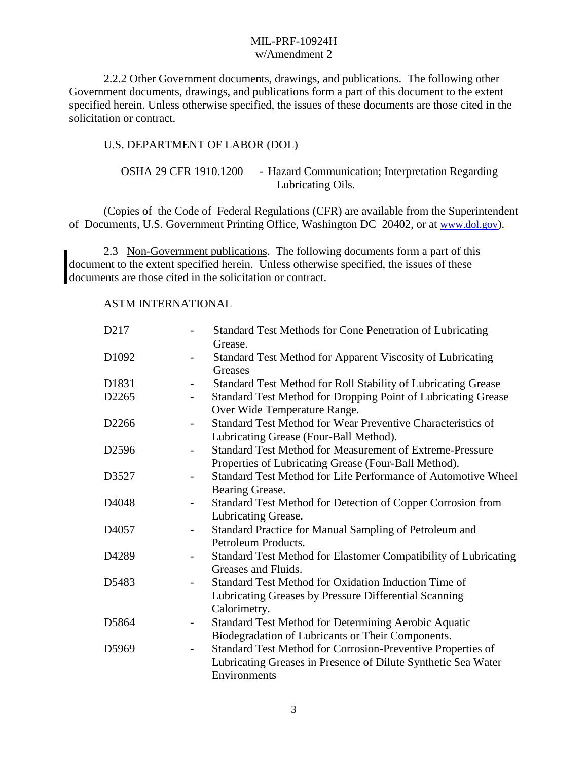2.2.2 Other Government documents, drawings, and publications. The following other Government documents, drawings, and publications form a part of this document to the extent specified herein. Unless otherwise specified, the issues of these documents are those cited in the solicitation or contract.

U.S. DEPARTMENT OF LABOR (DOL)

| | | |
|---|---|---|
| OSHA 29 CFR 1910.1200 | - | Hazard Communication; Interpretation Regarding Lubricating Oils. |

(Copies of the Code of Federal Regulations (CFR) are available from the Superintendent of Documents, U.S. Government Printing Office, Washington DC 20402, or at www.dol.gov).

2.3 Non-Government publications. The following documents form a part of this document to the extent specified herein. Unless otherwise specified, the issues of these documents are those cited in the solicitation or contract.

ASTM INTERNATIONAL

| | | |
|---|---|---|
| D217 | - | Standard Test Methods for Cone Penetration of Lubricating Grease. |
| D1092 | - | Standard Test Method for Apparent Viscosity of Lubricating Greases |
| D1831 | - | Standard Test Method for Roll Stability of Lubricating Grease |
| D2265 | - | Standard Test Method for Dropping Point of Lubricating Grease Over Wide Temperature Range. |
| D2266 | - | Standard Test Method for Wear Preventive Characteristics of Lubricating Grease (Four-Ball Method). |
| D2596 | - | Standard Test Method for Measurement of Extreme-Pressure Properties of Lubricating Grease (Four-Ball Method). |
| D3527 | - | Standard Test Method for Life Performance of Automotive Wheel Bearing Grease. |
| D4048 | - | Standard Test Method for Detection of Copper Corrosion from Lubricating Grease. |
| D4057 | - | Standard Practice for Manual Sampling of Petroleum and Petroleum Products. |
| D4289 | - | Standard Test Method for Elastomer Compatibility of Lubricating Greases and Fluids. |
| D5483 | - | Standard Test Method for Oxidation Induction Time of Lubricating Greases by Pressure Differential Scanning Calorimetry. |
| D5864 | - | Standard Test Method for Determining Aerobic Aquatic Biodegradation of Lubricants or Their Components. |
| D5969 | - | Standard Test Method for Corrosion-Preventive Properties of Lubricating Greases in Presence of Dilute Synthetic Sea Water Environments |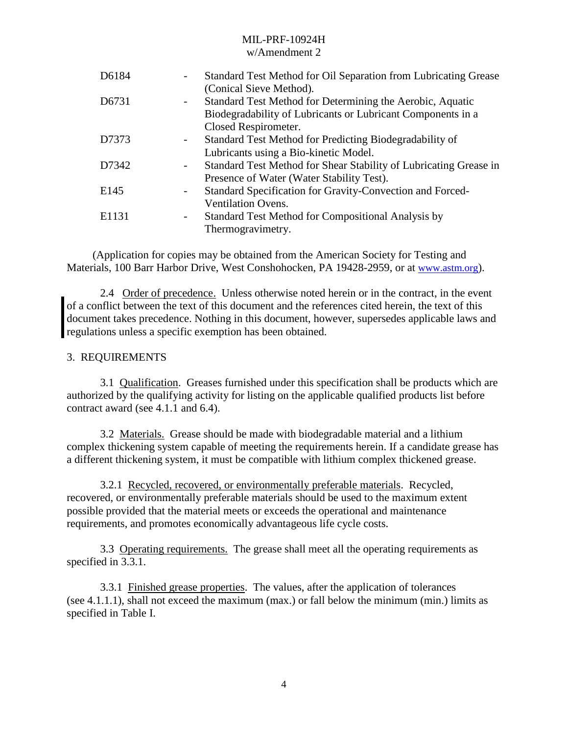| | | |
|---|---|---|
| D6184 | - | Standard Test Method for Oil Separation from Lubricating Grease (Conical Sieve Method). |
| D6731 | - | Standard Test Method for Determining the Aerobic, Aquatic Biodegradability of Lubricants or Lubricant Components in a Closed Respirometer. |
| D7373 | - | Standard Test Method for Predicting Biodegradability of Lubricants using a Bio-kinetic Model. |
| D7342 | - | Standard Test Method for Shear Stability of Lubricating Grease in Presence of Water (Water Stability Test). |
| E145 | - | Standard Specification for Gravity-Convection and Forced-Ventilation Ovens. |
| E1131 | - | Standard Test Method for Compositional Analysis by Thermogravimetry. |

(Application for copies may be obtained from the American Society for Testing and Materials, 100 Barr Harbor Drive, West Conshohocken, PA 19428-2959, or at www.astm.org).

2.4 Order of precedence. Unless otherwise noted herein or in the contract, in the event of a conflict between the text of this document and the references cited herein, the text of this document takes precedence. Nothing in this document, however, supersedes applicable laws and regulations unless a specific exemption has been obtained.

## 3. REQUIREMENTS

3.1 Qualification. Greases furnished under this specification shall be products which are authorized by the qualifying activity for listing on the applicable qualified products list before contract award (see 4.1.1 and 6.4).

3.2 Materials. Grease should be made with biodegradable material and a lithium complex thickening system capable of meeting the requirements herein. If a candidate grease has a different thickening system, it must be compatible with lithium complex thickened grease.

3.2.1 Recycled, recovered, or environmentally preferable materials. Recycled, recovered, or environmentally preferable materials should be used to the maximum extent possible provided that the material meets or exceeds the operational and maintenance requirements, and promotes economically advantageous life cycle costs.

3.3 Operating requirements. The grease shall meet all the operating requirements as specified in 3.3.1.

3.3.1 Finished grease properties. The values, after the application of tolerances (see 4.1.1.1), shall not exceed the maximum (max.) or fall below the minimum (min.) limits as specified in Table I.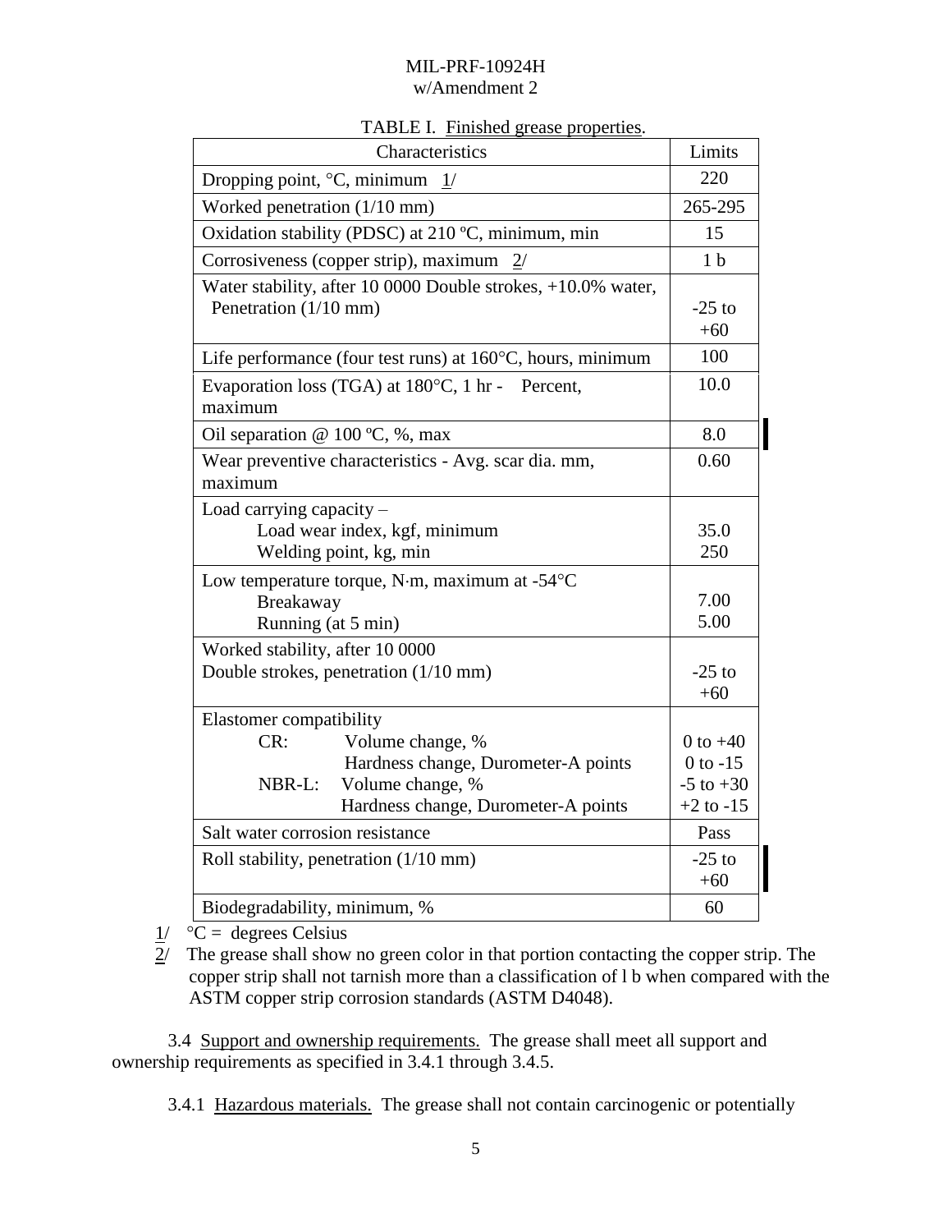TABLE I. Finished grease properties.

| Characteristics | Limits |
|---|---|
| Dropping point, °C, minimum 1/ | 220 |
| Worked penetration (1/10 mm) | 265-295 |
| Oxidation stability (PDSC) at 210 ºC, minimum, min | 15 |
| Corrosiveness (copper strip), maximum 2/ | 1 b |
| Water stability, after 10 0000 Double strokes, +10.0% water, Penetration (1/10 mm) | -25 to +60 |
| Life performance (four test runs) at 160°C, hours, minimum | 100 |
| Evaporation loss (TGA) at 180°C, 1 hr - Percent, maximum | 10.0 |
| Oil separation @ 100 ºC, %, max | 8.0 |
| Wear preventive characteristics - Avg. scar dia. mm, maximum | 0.60 |
| Load carrying capacity – | |
| Load wear index, kgf, minimum | 35.0 |
| Welding point, kg, min | 250 |
| Low temperature torque, N·m, maximum at -54°C | |
| Breakaway | 7.00 |
| Running (at 5 min) | 5.00 |
| Worked stability, after 10 0000 Double strokes, penetration (1/10 mm) | -25 to +60 |
| Elastomer compatibility | |
| CR: Volume change, % | 0 to +40 |
| Hardness change, Durometer-A points | 0 to -15 |
| NBR-L: Volume change, % | -5 to +30 |
| Hardness change, Durometer-A points | +2 to -15 |
| Salt water corrosion resistance | Pass |
| Roll stability, penetration (1/10 mm) | -25 to +60 |
| Biodegradability, minimum, % | 60 |

1/ °C = degrees Celsius

2/ The grease shall show no green color in that portion contacting the copper strip. The copper strip shall not tarnish more than a classification of l b when compared with the ASTM copper strip corrosion standards (ASTM D4048).

3.4 Support and ownership requirements. The grease shall meet all support and ownership requirements as specified in 3.4.1 through 3.4.5.

3.4.1 Hazardous materials. The grease shall not contain carcinogenic or potentially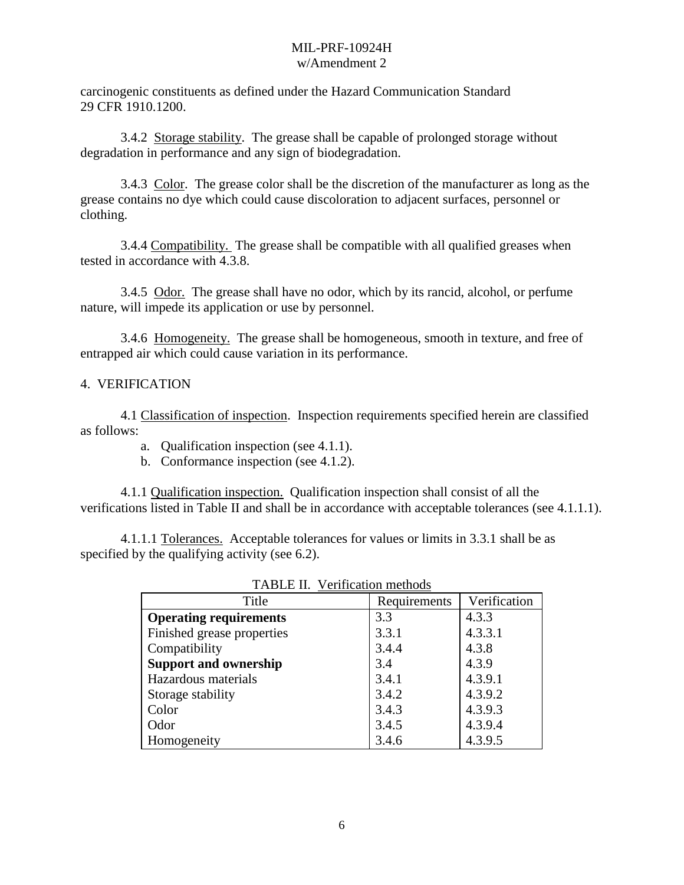carcinogenic constituents as defined under the Hazard Communication Standard 29 CFR 1910.1200.

3.4.2 Storage stability. The grease shall be capable of prolonged storage without degradation in performance and any sign of biodegradation.

3.4.3 Color. The grease color shall be the discretion of the manufacturer as long as the grease contains no dye which could cause discoloration to adjacent surfaces, personnel or clothing.

3.4.4 Compatibility. The grease shall be compatible with all qualified greases when tested in accordance with 4.3.8.

3.4.5 Odor. The grease shall have no odor, which by its rancid, alcohol, or perfume nature, will impede its application or use by personnel.

3.4.6 Homogeneity. The grease shall be homogeneous, smooth in texture, and free of entrapped air which could cause variation in its performance.

## 4. VERIFICATION

4.1 Classification of inspection. Inspection requirements specified herein are classified as follows:

a. Qualification inspection (see 4.1.1).
b. Conformance inspection (see 4.1.2).

4.1.1 Qualification inspection. Qualification inspection shall consist of all the verifications listed in Table II and shall be in accordance with acceptable tolerances (see 4.1.1.1).

4.1.1.1 Tolerances. Acceptable tolerances for values or limits in 3.3.1 shall be as specified by the qualifying activity (see 6.2).

TABLE II. Verification methods

| Title | Requirements | Verification |
|---|---|---|
| **Operating requirements** | 3.3 | 4.3.3 |
| Finished grease properties | 3.3.1 | 4.3.3.1 |
| Compatibility | 3.4.4 | 4.3.8 |
| **Support and ownership** | 3.4 | 4.3.9 |
| Hazardous materials | 3.4.1 | 4.3.9.1 |
| Storage stability | 3.4.2 | 4.3.9.2 |
| Color | 3.4.3 | 4.3.9.3 |
| Odor | 3.4.5 | 4.3.9.4 |
| Homogeneity | 3.4.6 | 4.3.9.5 |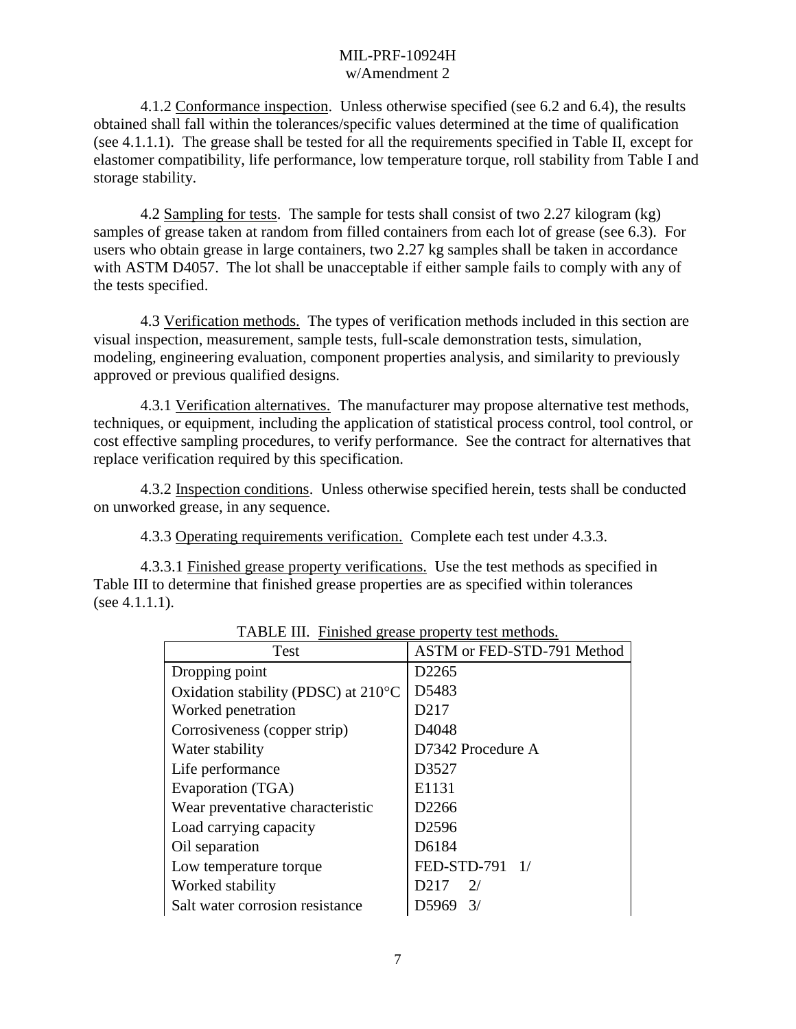4.1.2 Conformance inspection. Unless otherwise specified (see 6.2 and 6.4), the results obtained shall fall within the tolerances/specific values determined at the time of qualification (see 4.1.1.1). The grease shall be tested for all the requirements specified in Table II, except for elastomer compatibility, life performance, low temperature torque, roll stability from Table I and storage stability.

4.2 Sampling for tests. The sample for tests shall consist of two 2.27 kilogram (kg) samples of grease taken at random from filled containers from each lot of grease (see 6.3). For users who obtain grease in large containers, two 2.27 kg samples shall be taken in accordance with ASTM D4057. The lot shall be unacceptable if either sample fails to comply with any of the tests specified.

4.3 Verification methods. The types of verification methods included in this section are visual inspection, measurement, sample tests, full-scale demonstration tests, simulation, modeling, engineering evaluation, component properties analysis, and similarity to previously approved or previous qualified designs.

4.3.1 Verification alternatives. The manufacturer may propose alternative test methods, techniques, or equipment, including the application of statistical process control, tool control, or cost effective sampling procedures, to verify performance. See the contract for alternatives that replace verification required by this specification.

4.3.2 Inspection conditions. Unless otherwise specified herein, tests shall be conducted on unworked grease, in any sequence.

4.3.3 Operating requirements verification. Complete each test under 4.3.3.

4.3.3.1 Finished grease property verifications. Use the test methods as specified in Table III to determine that finished grease properties are as specified within tolerances (see 4.1.1.1).

TABLE III. Finished grease property test methods.

| Test | ASTM or FED-STD-791 Method |
|---|---|
| Dropping point | D2265 |
| Oxidation stability (PDSC) at 210°C | D5483 |
| Worked penetration | D217 |
| Corrosiveness (copper strip) | D4048 |
| Water stability | D7342 Procedure A |
| Life performance | D3527 |
| Evaporation (TGA) | E1131 |
| Wear preventative characteristic | D2266 |
| Load carrying capacity | D2596 |
| Oil separation | D6184 |
| Low temperature torque | FED-STD-791 1/ |
| Worked stability | D217 2/ |
| Salt water corrosion resistance | D5969 3/ |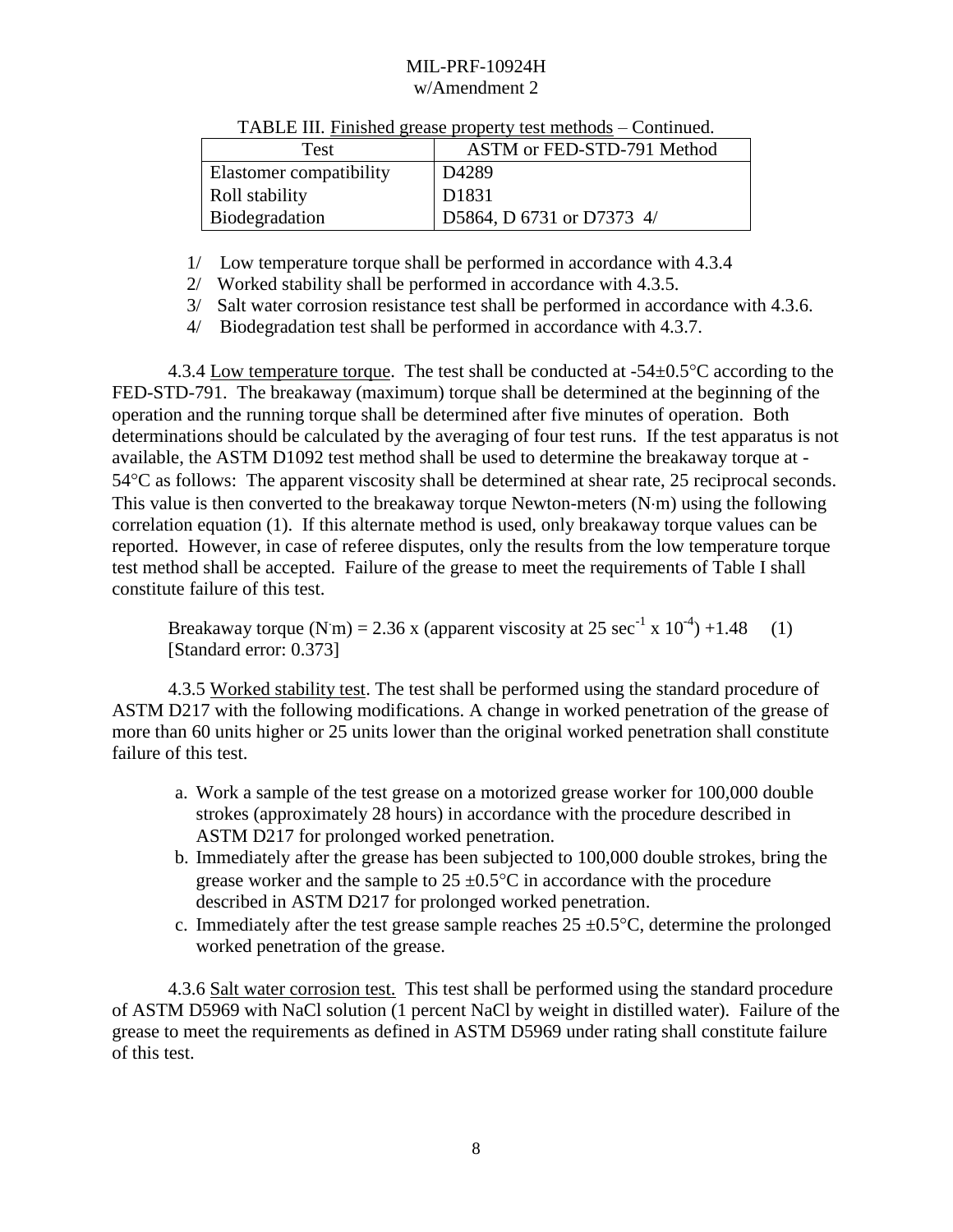TABLE III. Finished grease property test methods – Continued.

| Test | ASTM or FED-STD-791 Method |
| --- | --- |
| Elastomer compatibility | D4289 |
| Roll stability | D1831 |
| Biodegradation | D5864, D 6731 or D7373 4/ |

1/ Low temperature torque shall be performed in accordance with 4.3.4

2/ Worked stability shall be performed in accordance with 4.3.5.

3/ Salt water corrosion resistance test shall be performed in accordance with 4.3.6.

4/ Biodegradation test shall be performed in accordance with 4.3.7.

4.3.4 Low temperature torque. The test shall be conducted at -54±0.5°C according to the FED-STD-791. The breakaway (maximum) torque shall be determined at the beginning of the operation and the running torque shall be determined after five minutes of operation. Both determinations should be calculated by the averaging of four test runs. If the test apparatus is not available, the ASTM D1092 test method shall be used to determine the breakaway torque at -54°C as follows: The apparent viscosity shall be determined at shear rate, 25 reciprocal seconds. This value is then converted to the breakaway torque Newton-meters (N·m) using the following correlation equation (1). If this alternate method is used, only breakaway torque values can be reported. However, in case of referee disputes, only the results from the low temperature torque test method shall be accepted. Failure of the grease to meet the requirements of Table I shall constitute failure of this test.

$$\text{Breakaway torque (N}\cdot\text{m)} = 2.36 \times (\text{apparent viscosity at } 25\ \text{sec}^{-1} \times 10^{-4}) + 1.48 \quad (1)$$

[Standard error: 0.373]

4.3.5 Worked stability test. The test shall be performed using the standard procedure of ASTM D217 with the following modifications. A change in worked penetration of the grease of more than 60 units higher or 25 units lower than the original worked penetration shall constitute failure of this test.

a. Work a sample of the test grease on a motorized grease worker for 100,000 double strokes (approximately 28 hours) in accordance with the procedure described in ASTM D217 for prolonged worked penetration.
b. Immediately after the grease has been subjected to 100,000 double strokes, bring the grease worker and the sample to 25 ±0.5°C in accordance with the procedure described in ASTM D217 for prolonged worked penetration.
c. Immediately after the test grease sample reaches 25 ±0.5°C, determine the prolonged worked penetration of the grease.

4.3.6 Salt water corrosion test. This test shall be performed using the standard procedure of ASTM D5969 with NaCl solution (1 percent NaCl by weight in distilled water). Failure of the grease to meet the requirements as defined in ASTM D5969 under rating shall constitute failure of this test.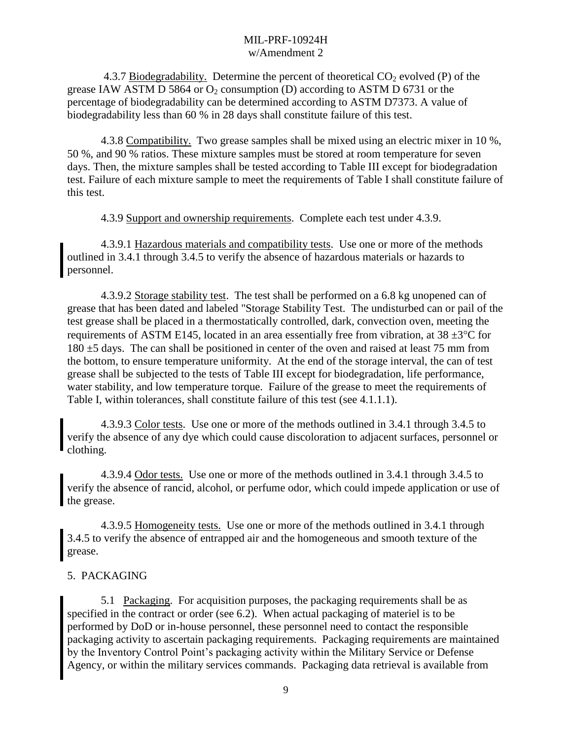4.3.7 Biodegradability. Determine the percent of theoretical $CO_2$ evolved (P) of the grease IAW ASTM D 5864 or $O_2$ consumption (D) according to ASTM D 6731 or the percentage of biodegradability can be determined according to ASTM D7373. A value of biodegradability less than 60 % in 28 days shall constitute failure of this test.

4.3.8 Compatibility. Two grease samples shall be mixed using an electric mixer in 10 %, 50 %, and 90 % ratios. These mixture samples must be stored at room temperature for seven days. Then, the mixture samples shall be tested according to Table III except for biodegradation test. Failure of each mixture sample to meet the requirements of Table I shall constitute failure of this test.

4.3.9 Support and ownership requirements. Complete each test under 4.3.9.

4.3.9.1 Hazardous materials and compatibility tests. Use one or more of the methods outlined in 3.4.1 through 3.4.5 to verify the absence of hazardous materials or hazards to personnel.

4.3.9.2 Storage stability test. The test shall be performed on a 6.8 kg unopened can of grease that has been dated and labeled "Storage Stability Test. The undisturbed can or pail of the test grease shall be placed in a thermostatically controlled, dark, convection oven, meeting the requirements of ASTM E145, located in an area essentially free from vibration, at 38 ±3°C for 180 ±5 days. The can shall be positioned in center of the oven and raised at least 75 mm from the bottom, to ensure temperature uniformity. At the end of the storage interval, the can of test grease shall be subjected to the tests of Table III except for biodegradation, life performance, water stability, and low temperature torque. Failure of the grease to meet the requirements of Table I, within tolerances, shall constitute failure of this test (see 4.1.1.1).

4.3.9.3 Color tests. Use one or more of the methods outlined in 3.4.1 through 3.4.5 to verify the absence of any dye which could cause discoloration to adjacent surfaces, personnel or clothing.

4.3.9.4 Odor tests. Use one or more of the methods outlined in 3.4.1 through 3.4.5 to verify the absence of rancid, alcohol, or perfume odor, which could impede application or use of the grease.

4.3.9.5 Homogeneity tests. Use one or more of the methods outlined in 3.4.1 through 3.4.5 to verify the absence of entrapped air and the homogeneous and smooth texture of the grease.

## 5. PACKAGING

5.1 Packaging. For acquisition purposes, the packaging requirements shall be as specified in the contract or order (see 6.2). When actual packaging of materiel is to be performed by DoD or in-house personnel, these personnel need to contact the responsible packaging activity to ascertain packaging requirements. Packaging requirements are maintained by the Inventory Control Point's packaging activity within the Military Service or Defense Agency, or within the military services commands. Packaging data retrieval is available from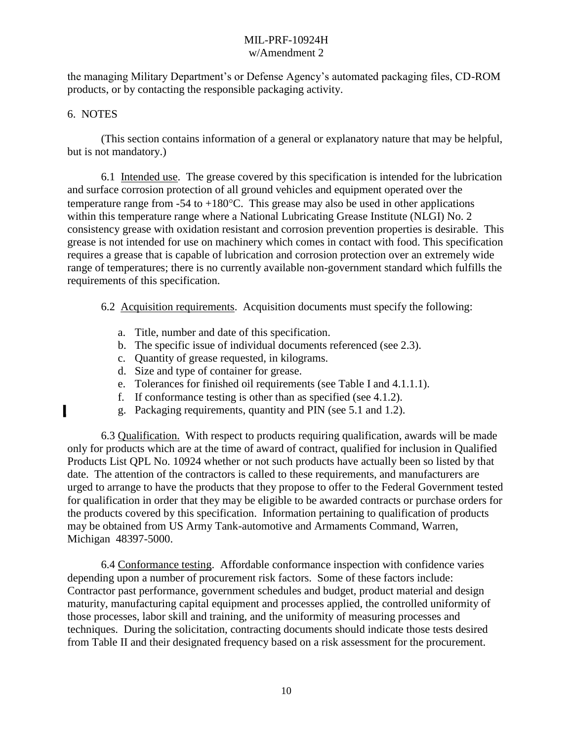the managing Military Department's or Defense Agency's automated packaging files, CD-ROM products, or by contacting the responsible packaging activity.

## 6. NOTES

(This section contains information of a general or explanatory nature that may be helpful, but is not mandatory.)

6.1 Intended use. The grease covered by this specification is intended for the lubrication and surface corrosion protection of all ground vehicles and equipment operated over the temperature range from -54 to +180°C. This grease may also be used in other applications within this temperature range where a National Lubricating Grease Institute (NLGI) No. 2 consistency grease with oxidation resistant and corrosion prevention properties is desirable. This grease is not intended for use on machinery which comes in contact with food. This specification requires a grease that is capable of lubrication and corrosion protection over an extremely wide range of temperatures; there is no currently available non-government standard which fulfills the requirements of this specification.

6.2 Acquisition requirements. Acquisition documents must specify the following:

a. Title, number and date of this specification.
b. The specific issue of individual documents referenced (see 2.3).
c. Quantity of grease requested, in kilograms.
d. Size and type of container for grease.
e. Tolerances for finished oil requirements (see Table I and 4.1.1.1).
f. If conformance testing is other than as specified (see 4.1.2).
g. Packaging requirements, quantity and PIN (see 5.1 and 1.2).

6.3 Qualification. With respect to products requiring qualification, awards will be made only for products which are at the time of award of contract, qualified for inclusion in Qualified Products List QPL No. 10924 whether or not such products have actually been so listed by that date. The attention of the contractors is called to these requirements, and manufacturers are urged to arrange to have the products that they propose to offer to the Federal Government tested for qualification in order that they may be eligible to be awarded contracts or purchase orders for the products covered by this specification. Information pertaining to qualification of products may be obtained from US Army Tank-automotive and Armaments Command, Warren, Michigan 48397-5000.

6.4 Conformance testing. Affordable conformance inspection with confidence varies depending upon a number of procurement risk factors. Some of these factors include: Contractor past performance, government schedules and budget, product material and design maturity, manufacturing capital equipment and processes applied, the controlled uniformity of those processes, labor skill and training, and the uniformity of measuring processes and techniques. During the solicitation, contracting documents should indicate those tests desired from Table II and their designated frequency based on a risk assessment for the procurement.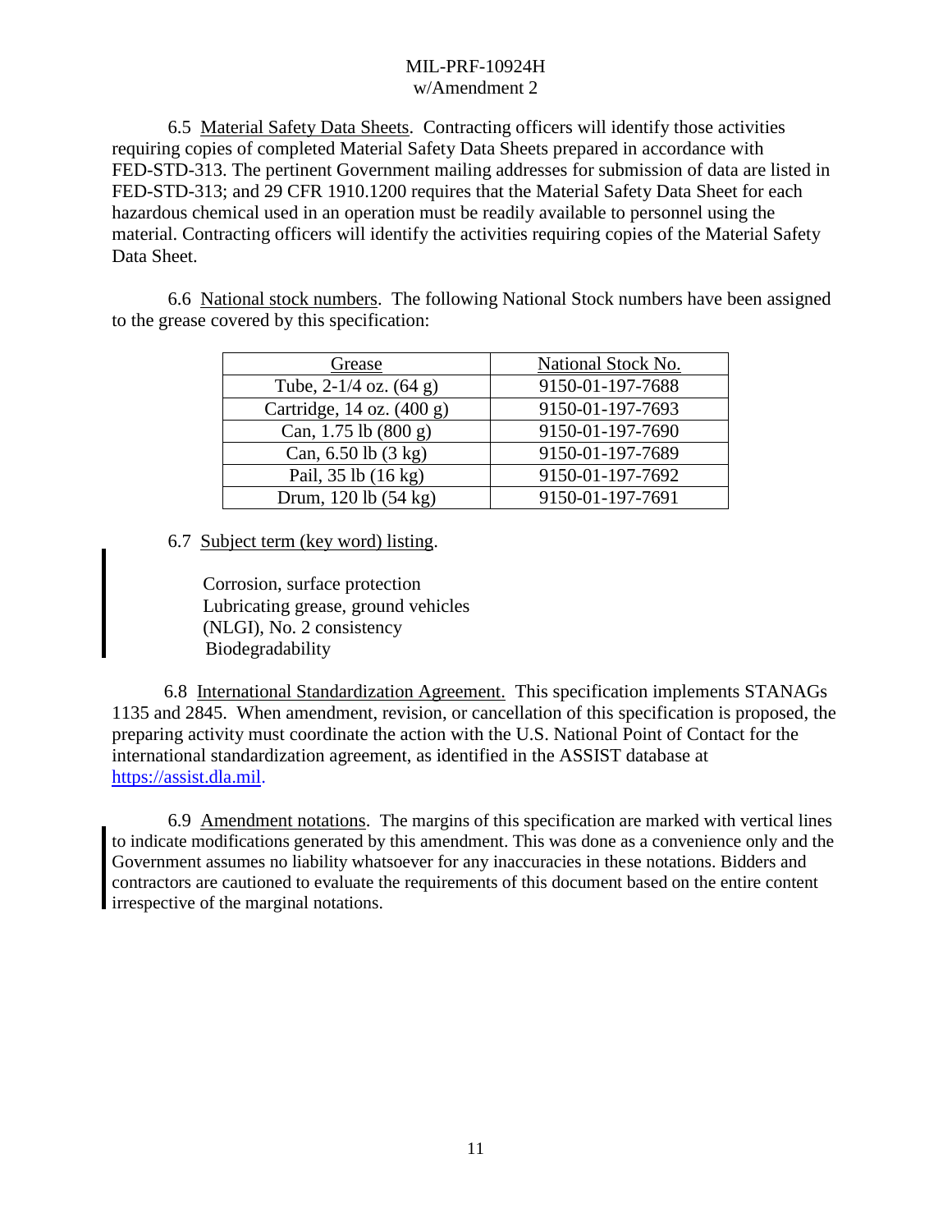6.5 Material Safety Data Sheets. Contracting officers will identify those activities requiring copies of completed Material Safety Data Sheets prepared in accordance with FED-STD-313. The pertinent Government mailing addresses for submission of data are listed in FED-STD-313; and 29 CFR 1910.1200 requires that the Material Safety Data Sheet for each hazardous chemical used in an operation must be readily available to personnel using the material. Contracting officers will identify the activities requiring copies of the Material Safety Data Sheet.

6.6 National stock numbers. The following National Stock numbers have been assigned to the grease covered by this specification:

| Grease | National Stock No. |
|---|---|
| Tube, 2-1/4 oz. (64 g) | 9150-01-197-7688 |
| Cartridge, 14 oz. (400 g) | 9150-01-197-7693 |
| Can, 1.75 lb (800 g) | 9150-01-197-7690 |
| Can, 6.50 lb (3 kg) | 9150-01-197-7689 |
| Pail, 35 lb (16 kg) | 9150-01-197-7692 |
| Drum, 120 lb (54 kg) | 9150-01-197-7691 |

6.7 Subject term (key word) listing.

Corrosion, surface protection
Lubricating grease, ground vehicles
(NLGI), No. 2 consistency
Biodegradability

6.8 International Standardization Agreement. This specification implements STANAGs 1135 and 2845. When amendment, revision, or cancellation of this specification is proposed, the preparing activity must coordinate the action with the U.S. National Point of Contact for the international standardization agreement, as identified in the ASSIST database at https://assist.dla.mil.

6.9 Amendment notations. The margins of this specification are marked with vertical lines to indicate modifications generated by this amendment. This was done as a convenience only and the Government assumes no liability whatsoever for any inaccuracies in these notations. Bidders and contractors are cautioned to evaluate the requirements of this document based on the entire content irrespective of the marginal notations.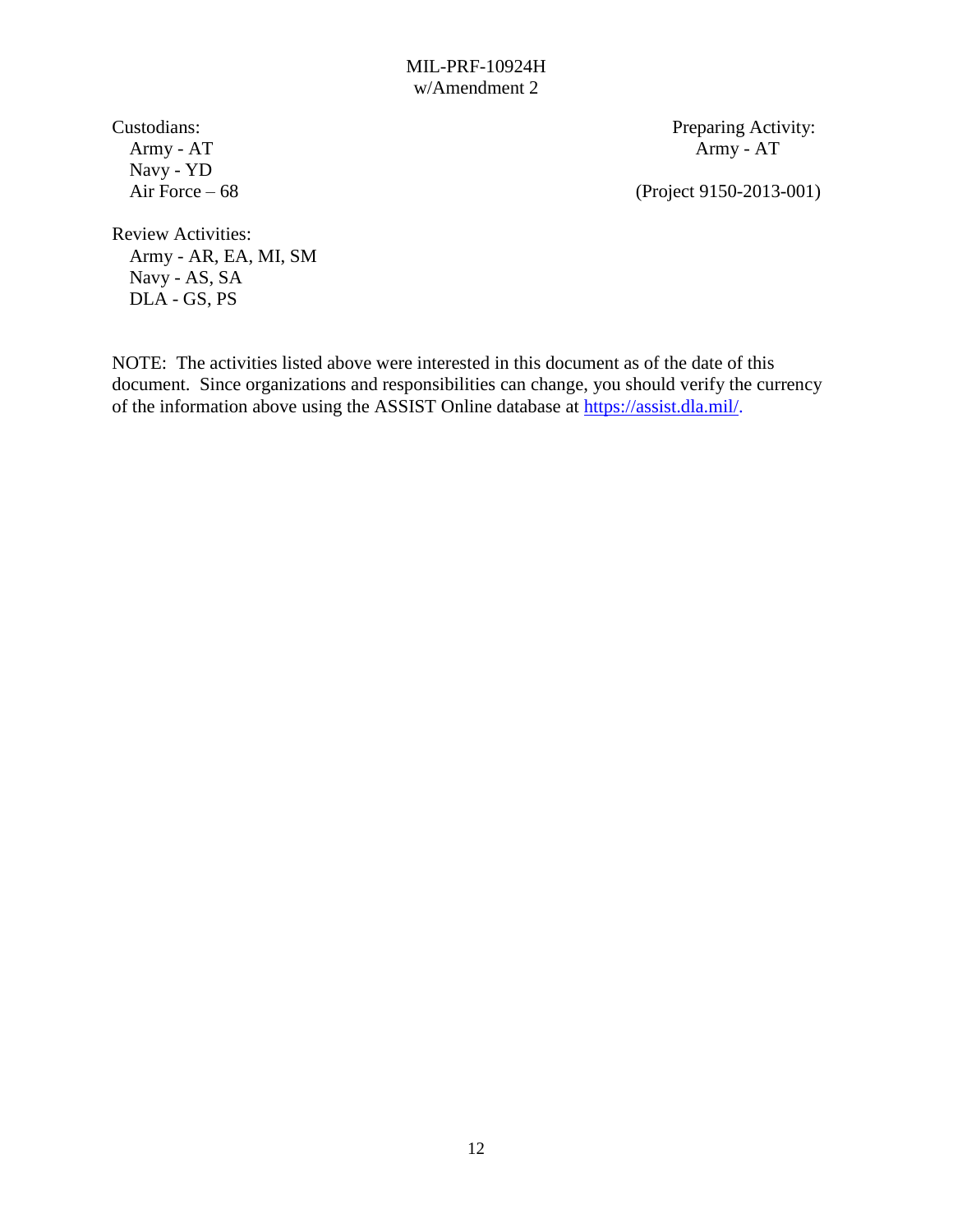Custodians:
Army - AT
Navy - YD
Air Force – 68

Preparing Activity:
Army - AT

(Project 9150-2013-001)

Review Activities:
Army - AR, EA, MI, SM
Navy - AS, SA
DLA - GS, PS

NOTE: The activities listed above were interested in this document as of the date of this document. Since organizations and responsibilities can change, you should verify the currency of the information above using the ASSIST Online database at https://assist.dla.mil/.